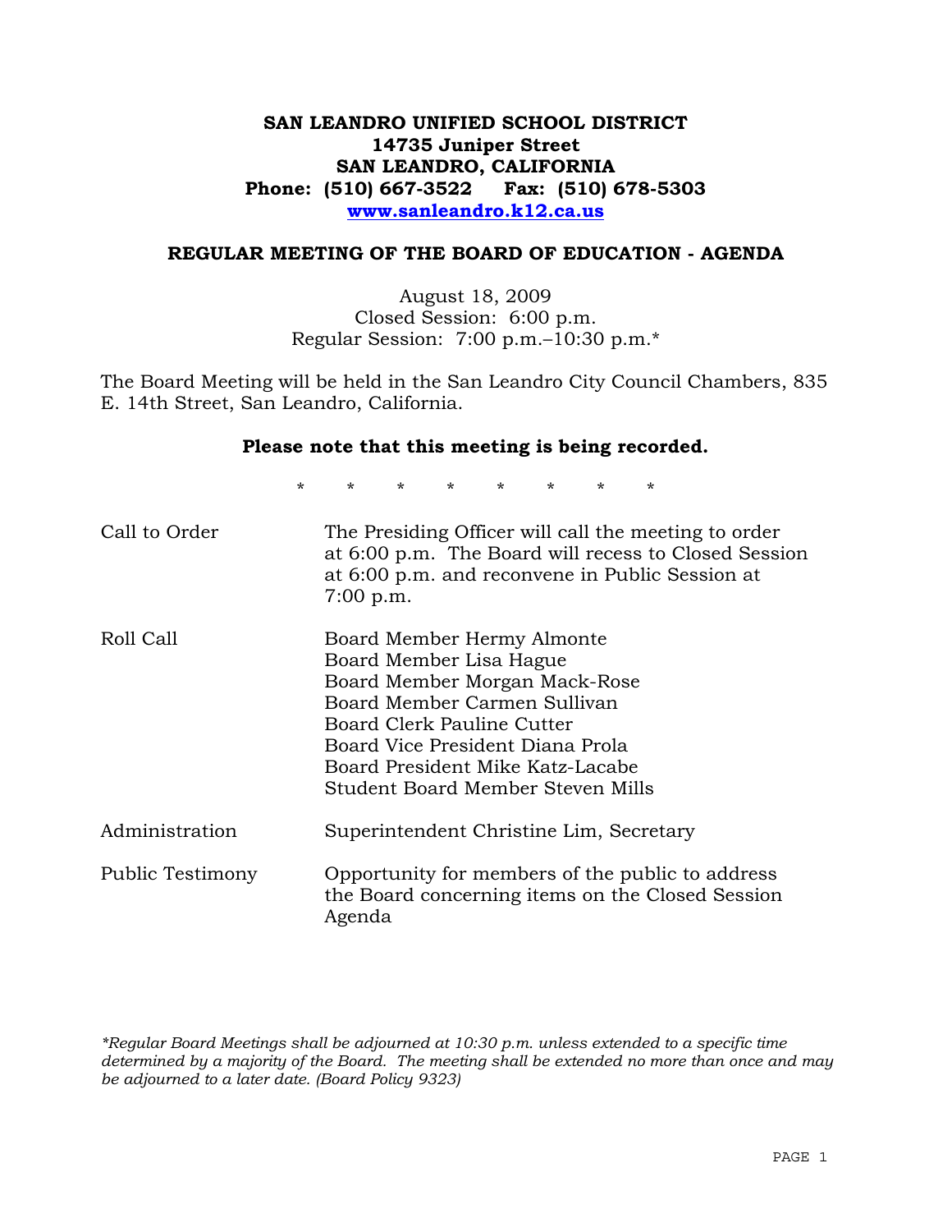**SAN LEANDRO UNIFIED SCHOOL DISTRICT**
**14735 Juniper Street**
**SAN LEANDRO, CALIFORNIA**
**Phone: (510) 667-3522 Fax: (510) 678-5303**
**www.sanleandro.k12.ca.us**

## REGULAR MEETING OF THE BOARD OF EDUCATION - AGENDA

August 18, 2009
Closed Session: 6:00 p.m.
Regular Session: 7:00 p.m.–10:30 p.m.*

The Board Meeting will be held in the San Leandro City Council Chambers, 835 E. 14th Street, San Leandro, California.

**Please note that this meeting is being recorded.**

\* \* \* \* \* \* \* \*

| | |
|---|---|
| Call to Order | The Presiding Officer will call the meeting to order at 6:00 p.m. The Board will recess to Closed Session at 6:00 p.m. and reconvene in Public Session at 7:00 p.m. |
| Roll Call | Board Member Hermy Almonte<br>Board Member Lisa Hague<br>Board Member Morgan Mack-Rose<br>Board Member Carmen Sullivan<br>Board Clerk Pauline Cutter<br>Board Vice President Diana Prola<br>Board President Mike Katz-Lacabe<br>Student Board Member Steven Mills |
| Administration | Superintendent Christine Lim, Secretary |
| Public Testimony | Opportunity for members of the public to address the Board concerning items on the Closed Session Agenda |

*\*Regular Board Meetings shall be adjourned at 10:30 p.m. unless extended to a specific time determined by a majority of the Board. The meeting shall be extended no more than once and may be adjourned to a later date. (Board Policy 9323)*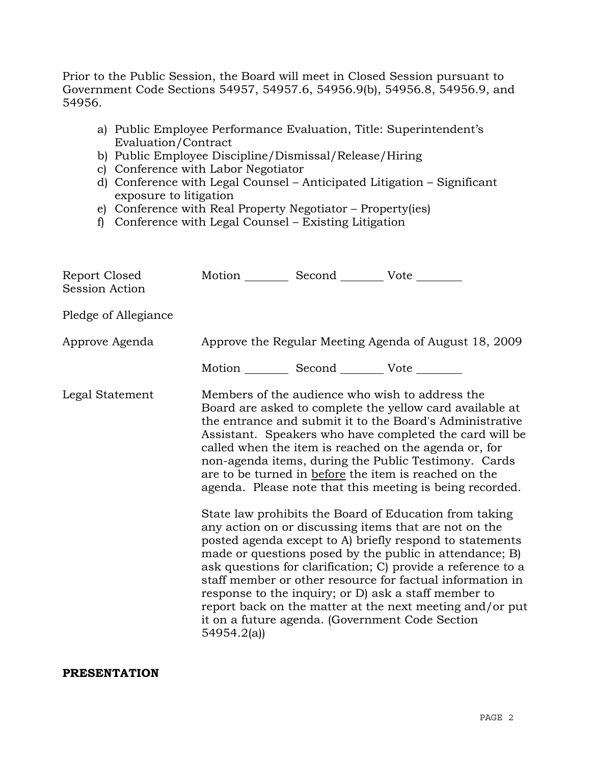Prior to the Public Session, the Board will meet in Closed Session pursuant to Government Code Sections 54957, 54957.6, 54956.9(b), 54956.8, 54956.9, and 54956.

a) Public Employee Performance Evaluation, Title: Superintendent's Evaluation/Contract
b) Public Employee Discipline/Dismissal/Release/Hiring
c) Conference with Labor Negotiator
d) Conference with Legal Counsel – Anticipated Litigation – Significant exposure to litigation
e) Conference with Real Property Negotiator – Property(ies)
f) Conference with Legal Counsel – Existing Litigation

Report Closed Session Action — Motion ________ Second ________ Vote ________

Pledge of Allegiance

Approve Agenda — Approve the Regular Meeting Agenda of August 18, 2009

Motion ________ Second ________ Vote ________

Legal Statement — Members of the audience who wish to address the Board are asked to complete the yellow card available at the entrance and submit it to the Board's Administrative Assistant. Speakers who have completed the card will be called when the item is reached on the agenda or, for non-agenda items, during the Public Testimony. Cards are to be turned in <u>before</u> the item is reached on the agenda. Please note that this meeting is being recorded.

State law prohibits the Board of Education from taking any action on or discussing items that are not on the posted agenda except to A) briefly respond to statements made or questions posed by the public in attendance; B) ask questions for clarification; C) provide a reference to a staff member or other resource for factual information in response to the inquiry; or D) ask a staff member to report back on the matter at the next meeting and/or put it on a future agenda. (Government Code Section 54954.2(a))

**PRESENTATION**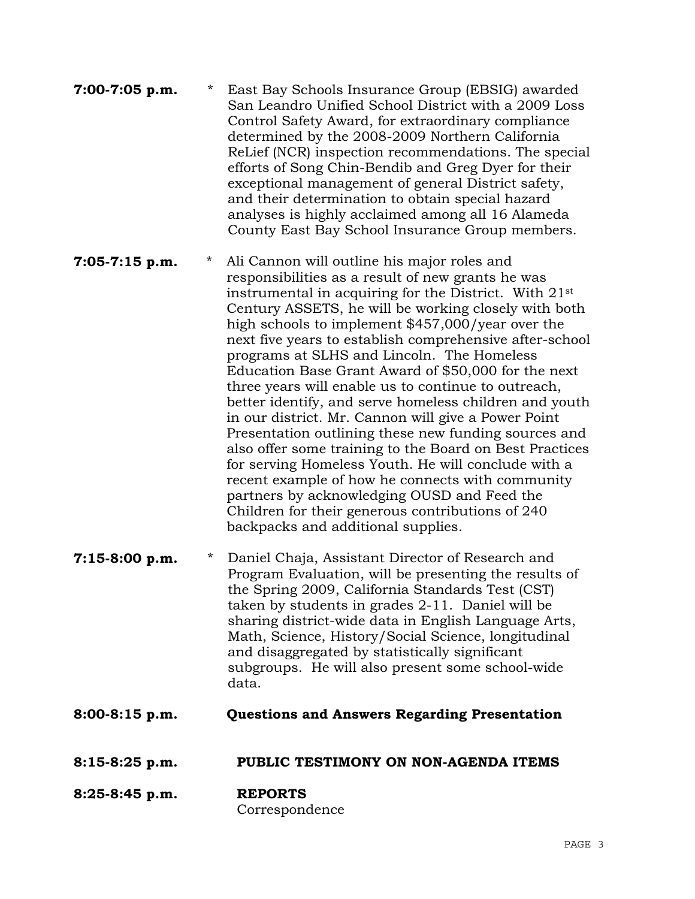**7:00-7:05 p.m.** * East Bay Schools Insurance Group (EBSIG) awarded San Leandro Unified School District with a 2009 Loss Control Safety Award, for extraordinary compliance determined by the 2008-2009 Northern California ReLief (NCR) inspection recommendations. The special efforts of Song Chin-Bendib and Greg Dyer for their exceptional management of general District safety, and their determination to obtain special hazard analyses is highly acclaimed among all 16 Alameda County East Bay School Insurance Group members.

**7:05-7:15 p.m.** * Ali Cannon will outline his major roles and responsibilities as a result of new grants he was instrumental in acquiring for the District. With 21st Century ASSETS, he will be working closely with both high schools to implement $457,000/year over the next five years to establish comprehensive after-school programs at SLHS and Lincoln. The Homeless Education Base Grant Award of $50,000 for the next three years will enable us to continue to outreach, better identify, and serve homeless children and youth in our district. Mr. Cannon will give a Power Point Presentation outlining these new funding sources and also offer some training to the Board on Best Practices for serving Homeless Youth. He will conclude with a recent example of how he connects with community partners by acknowledging OUSD and Feed the Children for their generous contributions of 240 backpacks and additional supplies.

**7:15-8:00 p.m.** * Daniel Chaja, Assistant Director of Research and Program Evaluation, will be presenting the results of the Spring 2009, California Standards Test (CST) taken by students in grades 2-11. Daniel will be sharing district-wide data in English Language Arts, Math, Science, History/Social Science, longitudinal and disaggregated by statistically significant subgroups. He will also present some school-wide data.

**8:00-8:15 p.m.** **Questions and Answers Regarding Presentation**

**8:15-8:25 p.m.** **PUBLIC TESTIMONY ON NON-AGENDA ITEMS**

**8:25-8:45 p.m.** **REPORTS**

Correspondence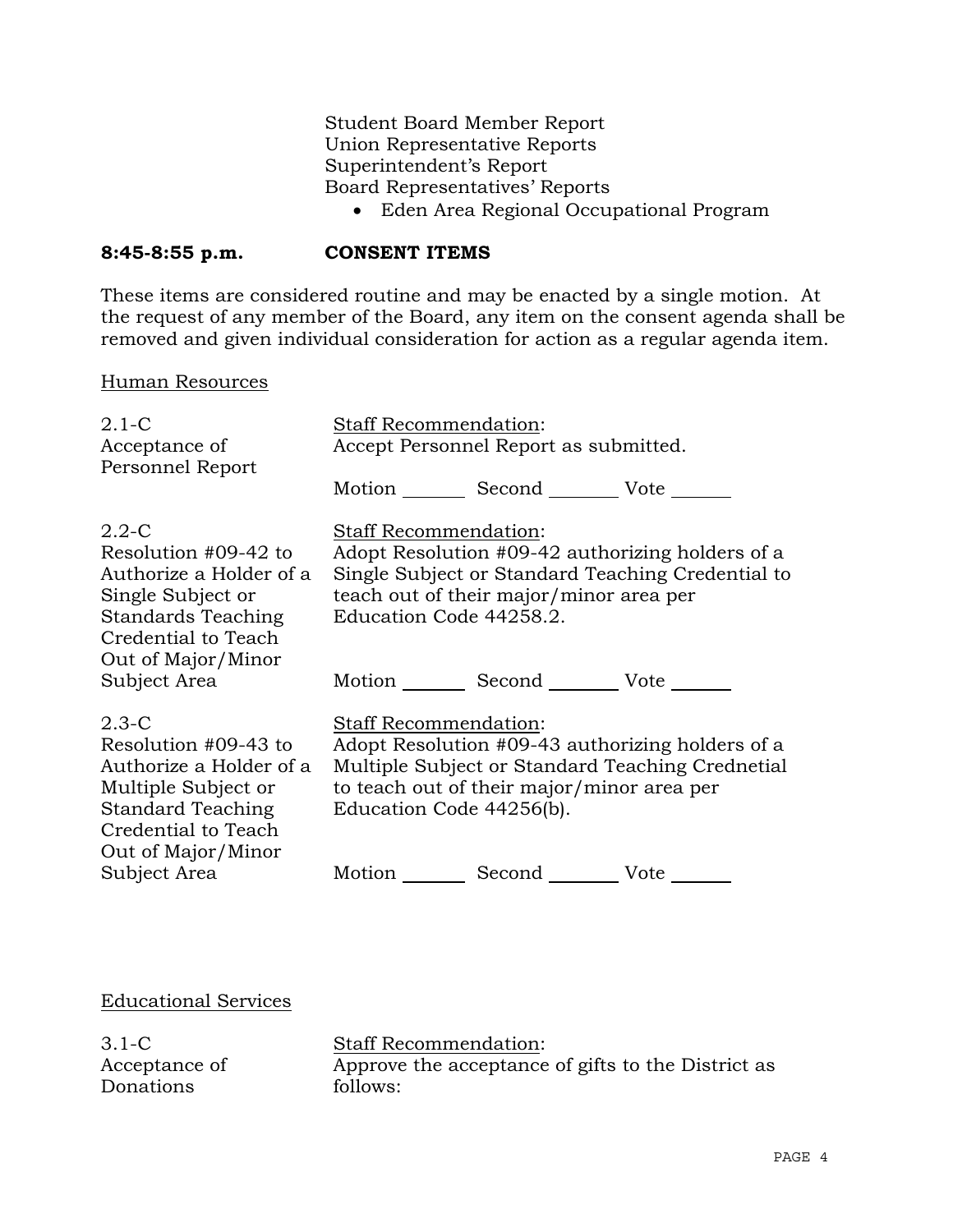Student Board Member Report
Union Representative Reports
Superintendent's Report
Board Representatives' Reports

- Eden Area Regional Occupational Program

**8:45-8:55 p.m. CONSENT ITEMS**

These items are considered routine and may be enacted by a single motion. At the request of any member of the Board, any item on the consent agenda shall be removed and given individual consideration for action as a regular agenda item.

Human Resources

2.1-C
Acceptance of Personnel Report

Staff Recommendation:
Accept Personnel Report as submitted.

Motion _______ Second _______ Vote _______

2.2-C
Resolution #09-42 to Authorize a Holder of a Single Subject or Standards Teaching Credential to Teach Out of Major/Minor Subject Area

Staff Recommendation:
Adopt Resolution #09-42 authorizing holders of a Single Subject or Standard Teaching Credential to teach out of their major/minor area per Education Code 44258.2.

Motion _______ Second _______ Vote _______

2.3-C
Resolution #09-43 to Authorize a Holder of a Multiple Subject or Standard Teaching Credential to Teach Out of Major/Minor Subject Area

Staff Recommendation:
Adopt Resolution #09-43 authorizing holders of a Multiple Subject or Standard Teaching Crednetial to teach out of their major/minor area per Education Code 44256(b).

Motion _______ Second _______ Vote _______

Educational Services

3.1-C
Acceptance of Donations

Staff Recommendation:
Approve the acceptance of gifts to the District as follows: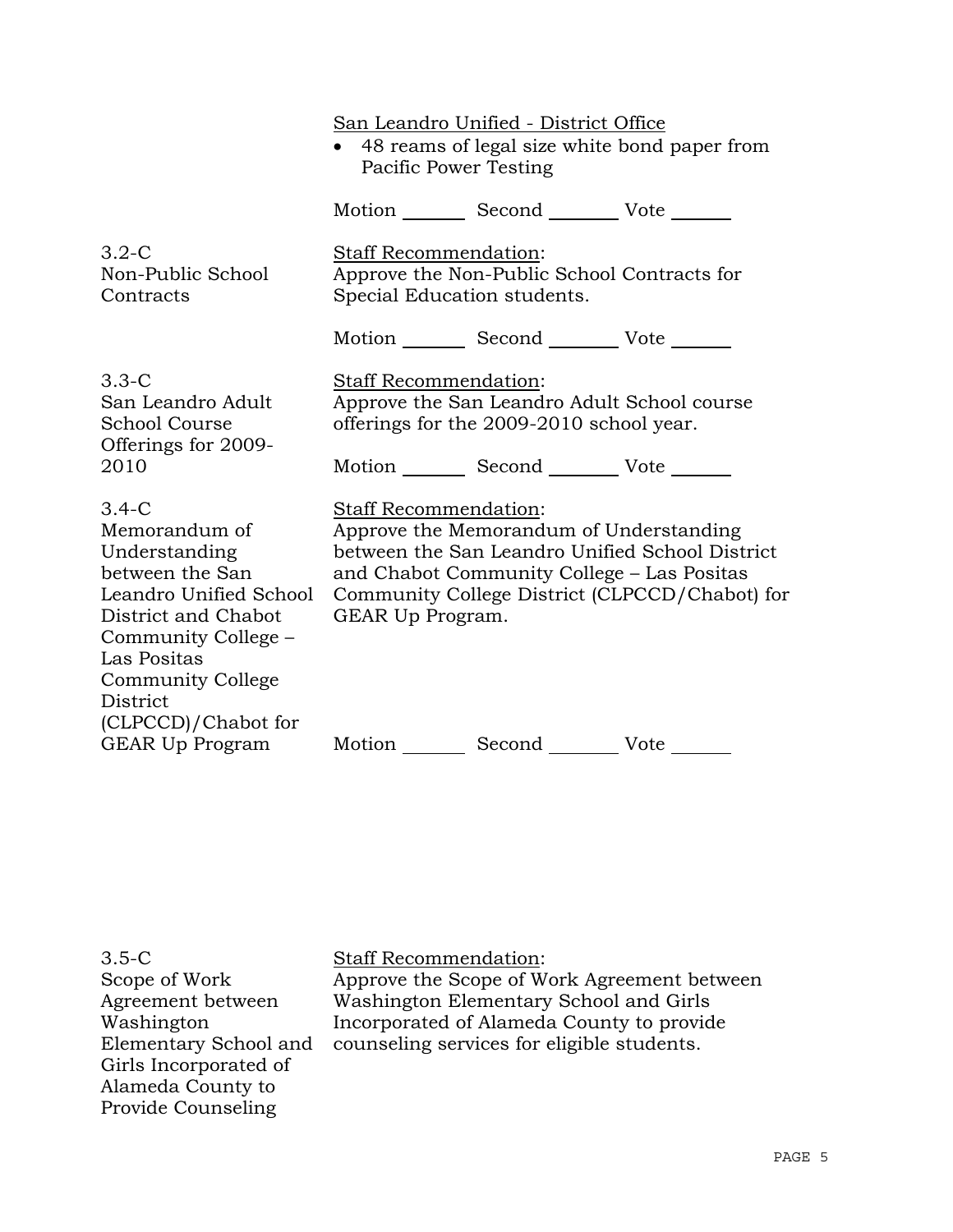San Leandro Unified - District Office

- 48 reams of legal size white bond paper from Pacific Power Testing

Motion _______ Second ________ Vote ______

3.2-C
Non-Public School Contracts

Staff Recommendation:
Approve the Non-Public School Contracts for Special Education students.

Motion _______ Second ________ Vote ______

3.3-C
San Leandro Adult School Course Offerings for 2009-2010

Staff Recommendation:
Approve the San Leandro Adult School course offerings for the 2009-2010 school year.

Motion _______ Second ________ Vote ______

3.4-C
Memorandum of Understanding between the San Leandro Unified School District and Chabot Community College – Las Positas Community College District (CLPCCD)/Chabot for GEAR Up Program

Staff Recommendation:
Approve the Memorandum of Understanding between the San Leandro Unified School District and Chabot Community College – Las Positas Community College District (CLPCCD/Chabot) for GEAR Up Program.

Motion _______ Second ________ Vote ______

3.5-C
Scope of Work Agreement between Washington Elementary School and Girls Incorporated of Alameda County to Provide Counseling

Staff Recommendation:
Approve the Scope of Work Agreement between Washington Elementary School and Girls Incorporated of Alameda County to provide counseling services for eligible students.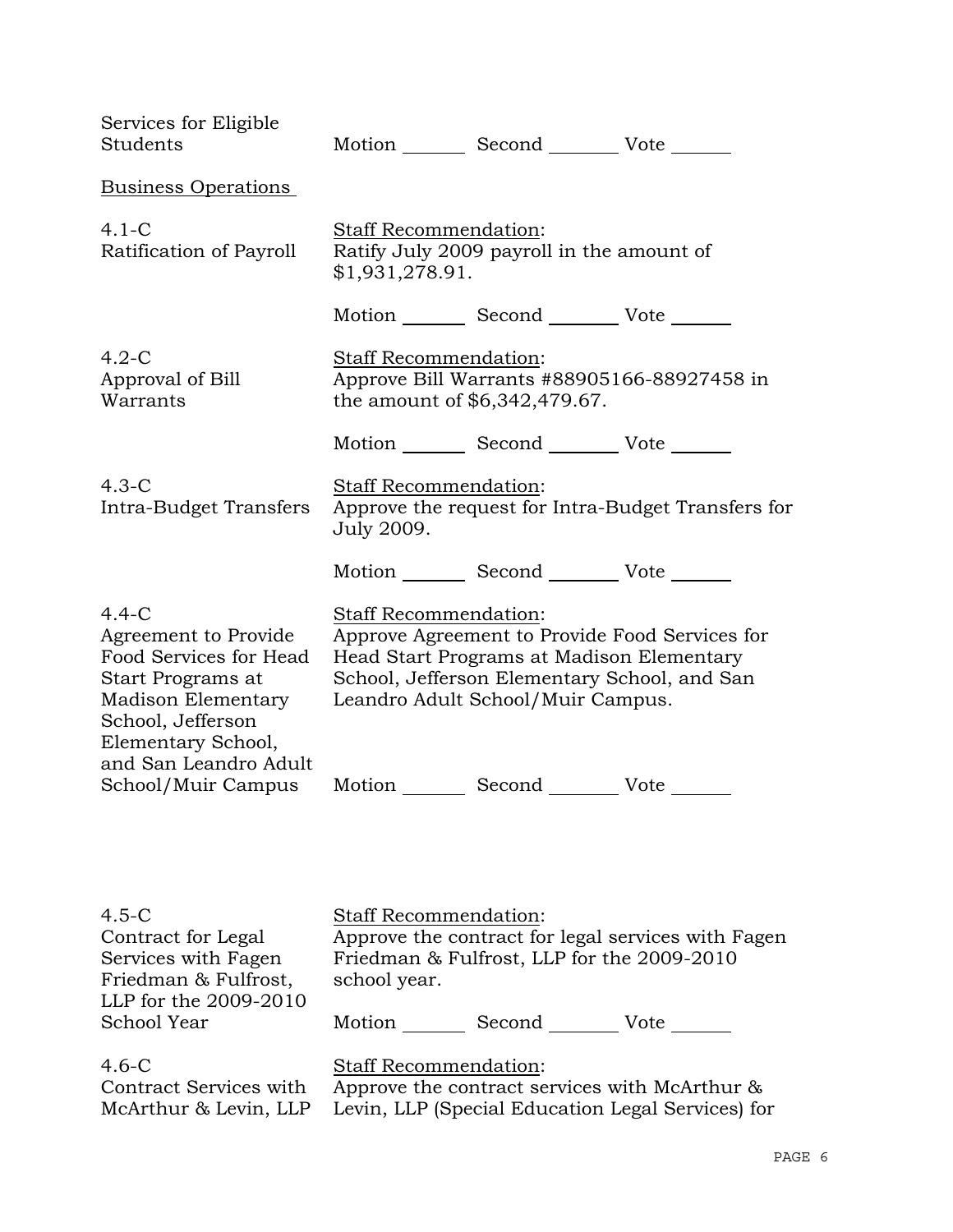Services for Eligible Students

Motion _______ Second _______ Vote _______

<u>Business Operations</u>

4.1-C
Ratification of Payroll

<u>Staff Recommendation</u>:
Ratify July 2009 payroll in the amount of $1,931,278.91.

Motion _______ Second _______ Vote _______

4.2-C
Approval of Bill Warrants

<u>Staff Recommendation</u>:
Approve Bill Warrants #88905166-88927458 in the amount of $6,342,479.67.

Motion _______ Second _______ Vote _______

4.3-C
Intra-Budget Transfers

<u>Staff Recommendation</u>:
Approve the request for Intra-Budget Transfers for July 2009.

Motion _______ Second _______ Vote _______

4.4-C
Agreement to Provide Food Services for Head Start Programs at Madison Elementary School, Jefferson Elementary School, and San Leandro Adult School/Muir Campus

<u>Staff Recommendation</u>:
Approve Agreement to Provide Food Services for Head Start Programs at Madison Elementary School, Jefferson Elementary School, and San Leandro Adult School/Muir Campus.

Motion _______ Second _______ Vote _______

4.5-C
Contract for Legal Services with Fagen Friedman & Fulfrost, LLP for the 2009-2010 School Year

<u>Staff Recommendation</u>:
Approve the contract for legal services with Fagen Friedman & Fulfrost, LLP for the 2009-2010 school year.

Motion _______ Second _______ Vote _______

4.6-C
Contract Services with McArthur & Levin, LLP

<u>Staff Recommendation</u>:
Approve the contract services with McArthur & Levin, LLP (Special Education Legal Services) for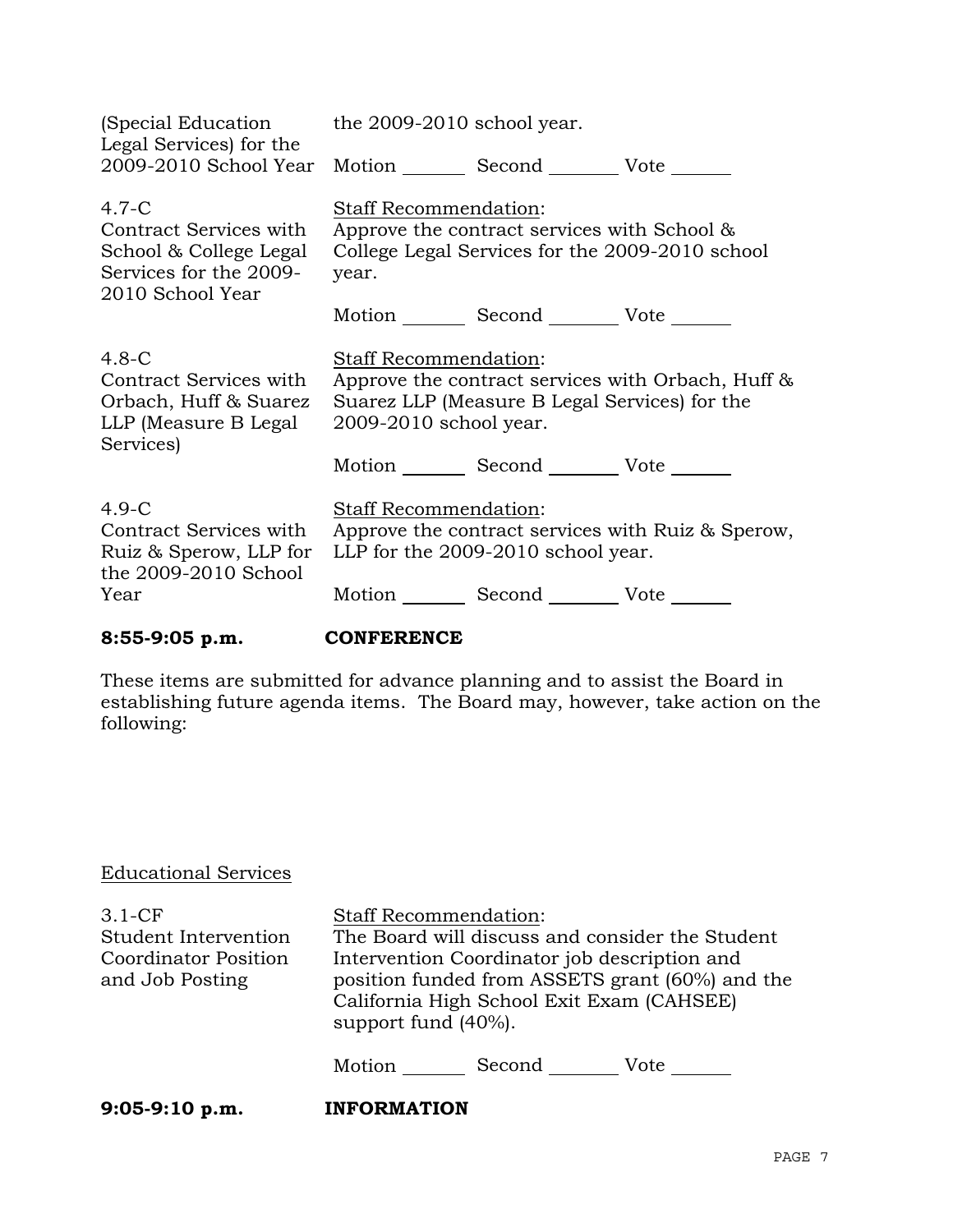| | |
|---|---|
| (Special Education Legal Services) for the 2009-2010 School Year | the 2009-2010 school year. |
| | Motion _______ Second _______ Vote ______ |
| 4.7-C Contract Services with School & College Legal Services for the 2009-2010 School Year | Staff Recommendation: Approve the contract services with School & College Legal Services for the 2009-2010 school year. |
| | Motion _______ Second _______ Vote ______ |
| 4.8-C Contract Services with Orbach, Huff & Suarez LLP (Measure B Legal Services) | Staff Recommendation: Approve the contract services with Orbach, Huff & Suarez LLP (Measure B Legal Services) for the 2009-2010 school year. |
| | Motion _______ Second _______ Vote ______ |
| 4.9-C Contract Services with Ruiz & Sperow, LLP for the 2009-2010 School Year | Staff Recommendation: Approve the contract services with Ruiz & Sperow, LLP for the 2009-2010 school year. |
| | Motion _______ Second _______ Vote ______ |

**8:55-9:05 p.m. CONFERENCE**

These items are submitted for advance planning and to assist the Board in establishing future agenda items. The Board may, however, take action on the following:

Educational Services

| | |
|---|---|
| 3.1-CF Student Intervention Coordinator Position and Job Posting | Staff Recommendation: The Board will discuss and consider the Student Intervention Coordinator job description and position funded from ASSETS grant (60%) and the California High School Exit Exam (CAHSEE) support fund (40%). |
| | Motion _______ Second _______ Vote ______ |

**9:05-9:10 p.m. INFORMATION**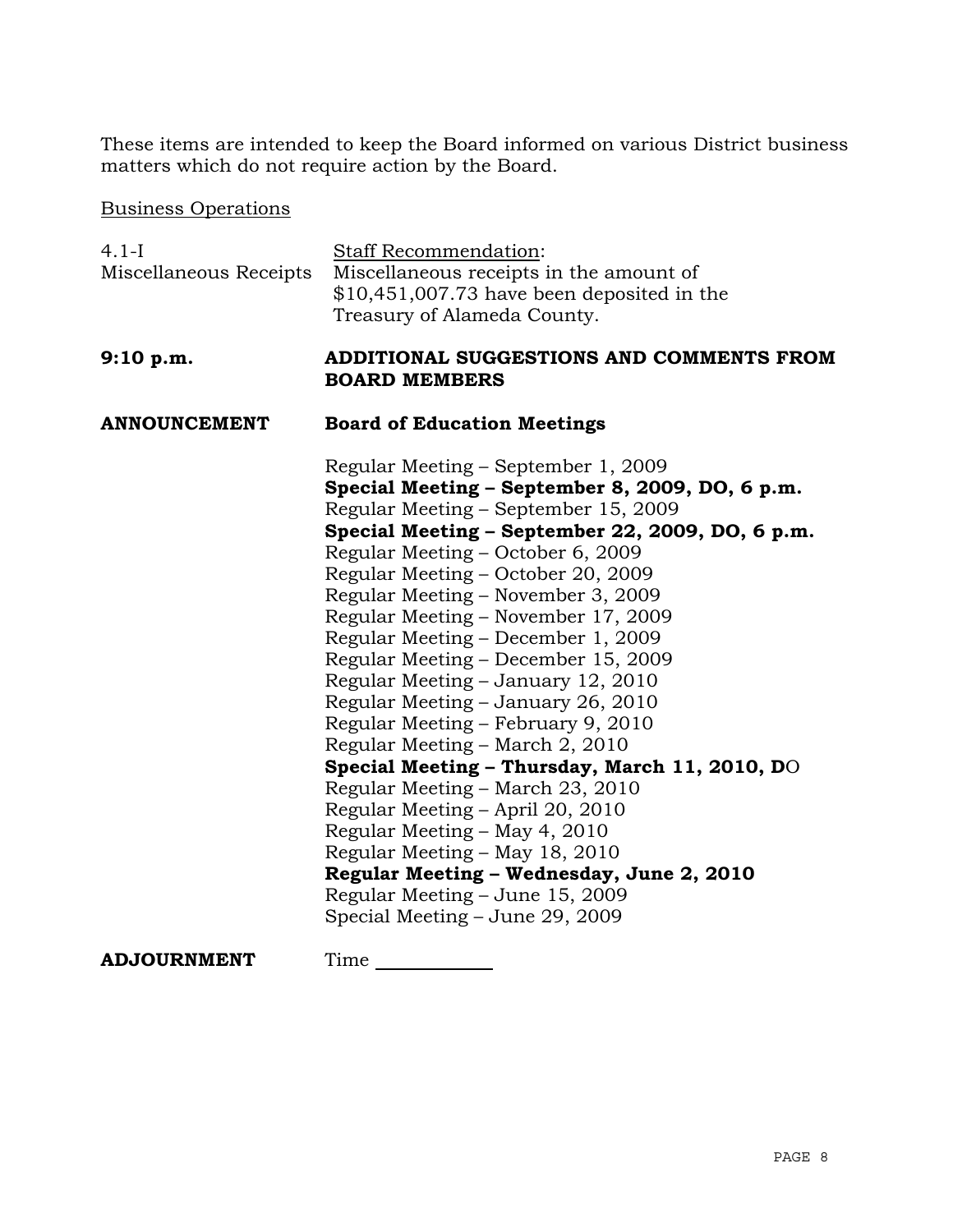These items are intended to keep the Board informed on various District business matters which do not require action by the Board.

Business Operations

4.1-I
Miscellaneous Receipts

Staff Recommendation:
Miscellaneous receipts in the amount of $10,451,007.73 have been deposited in the Treasury of Alameda County.

**9:10 p.m.** **ADDITIONAL SUGGESTIONS AND COMMENTS FROM BOARD MEMBERS**

**ANNOUNCEMENT** **Board of Education Meetings**

Regular Meeting – September 1, 2009
**Special Meeting – September 8, 2009, DO, 6 p.m.**
Regular Meeting – September 15, 2009
**Special Meeting – September 22, 2009, DO, 6 p.m.**
Regular Meeting – October 6, 2009
Regular Meeting – October 20, 2009
Regular Meeting – November 3, 2009
Regular Meeting – November 17, 2009
Regular Meeting – December 1, 2009
Regular Meeting – December 15, 2009
Regular Meeting – January 12, 2010
Regular Meeting – January 26, 2010
Regular Meeting – February 9, 2010
Regular Meeting – March 2, 2010
**Special Meeting – Thursday, March 11, 2010, DO**
Regular Meeting – March 23, 2010
Regular Meeting – April 20, 2010
Regular Meeting – May 4, 2010
Regular Meeting – May 18, 2010
**Regular Meeting – Wednesday, June 2, 2010**
Regular Meeting – June 15, 2009
Special Meeting – June 29, 2009

**ADJOURNMENT** Time ____________